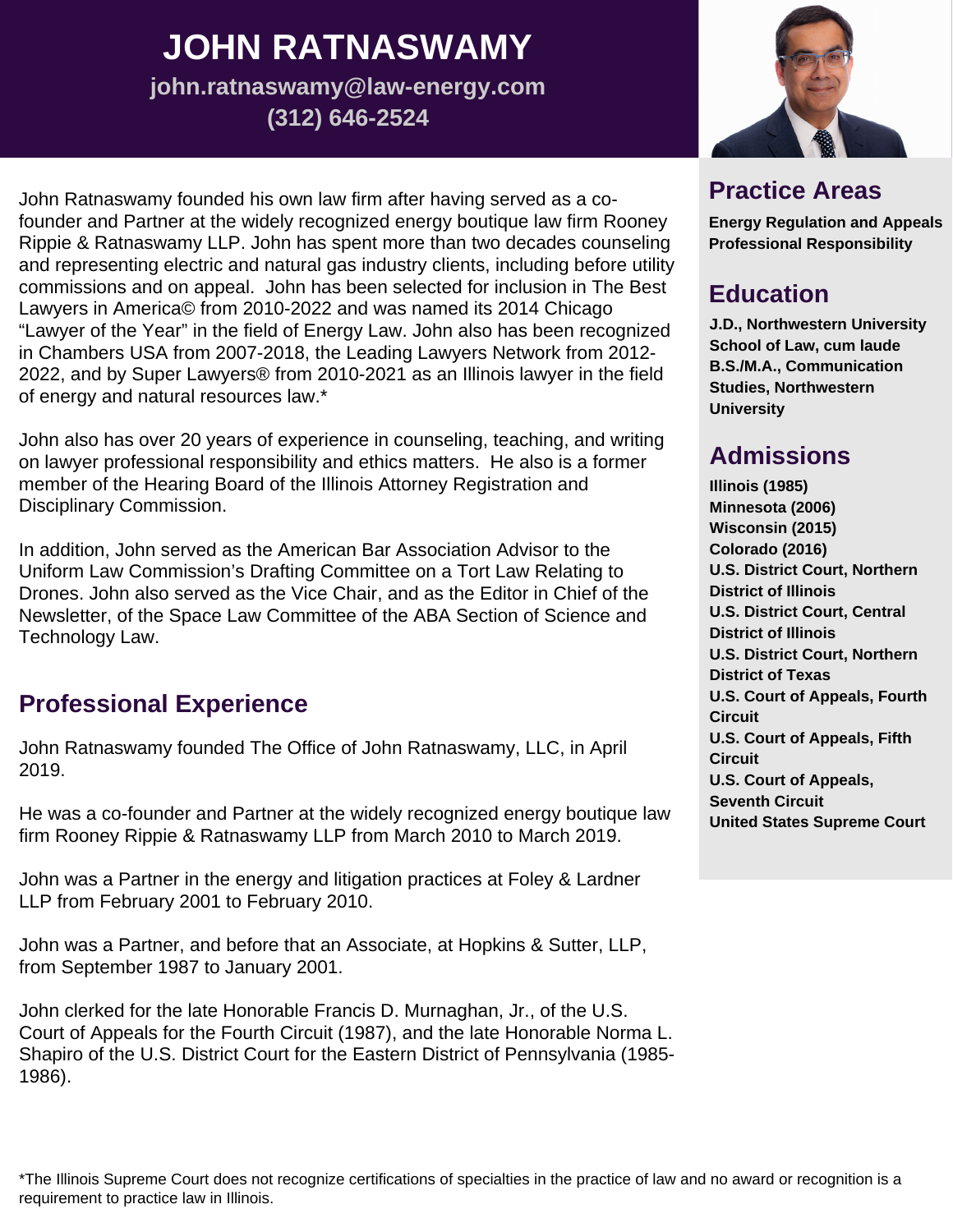# JOHN RATNASWAMY

**john.ratnaswamy@law-energy.com**
**(312) 646-2524**

John Ratnaswamy founded his own law firm after having served as a co-founder and Partner at the widely recognized energy boutique law firm Rooney Rippie & Ratnaswamy LLP. John has spent more than two decades counseling and representing electric and natural gas industry clients, including before utility commissions and on appeal. John has been selected for inclusion in The Best Lawyers in America© from 2010-2022 and was named its 2014 Chicago "Lawyer of the Year" in the field of Energy Law. John also has been recognized in Chambers USA from 2007-2018, the Leading Lawyers Network from 2012-2022, and by Super Lawyers® from 2010-2021 as an Illinois lawyer in the field of energy and natural resources law.*

John also has over 20 years of experience in counseling, teaching, and writing on lawyer professional responsibility and ethics matters. He also is a former member of the Hearing Board of the Illinois Attorney Registration and Disciplinary Commission.

In addition, John served as the American Bar Association Advisor to the Uniform Law Commission's Drafting Committee on a Tort Law Relating to Drones. John also served as the Vice Chair, and as the Editor in Chief of the Newsletter, of the Space Law Committee of the ABA Section of Science and Technology Law.

## Professional Experience

John Ratnaswamy founded The Office of John Ratnaswamy, LLC, in April 2019.

He was a co-founder and Partner at the widely recognized energy boutique law firm Rooney Rippie & Ratnaswamy LLP from March 2010 to March 2019.

John was a Partner in the energy and litigation practices at Foley & Lardner LLP from February 2001 to February 2010.

John was a Partner, and before that an Associate, at Hopkins & Sutter, LLP, from September 1987 to January 2001.

John clerked for the late Honorable Francis D. Murnaghan, Jr., of the U.S. Court of Appeals for the Fourth Circuit (1987), and the late Honorable Norma L. Shapiro of the U.S. District Court for the Eastern District of Pennsylvania (1985-1986).

## Practice Areas

**Energy Regulation and Appeals**
**Professional Responsibility**

## Education

**J.D., Northwestern University School of Law, cum laude**
**B.S./M.A., Communication Studies, Northwestern University**

## Admissions

**Illinois (1985)**
**Minnesota (2006)**
**Wisconsin (2015)**
**Colorado (2016)**
**U.S. District Court, Northern District of Illinois**
**U.S. District Court, Central District of Illinois**
**U.S. District Court, Northern District of Texas**
**U.S. Court of Appeals, Fourth Circuit**
**U.S. Court of Appeals, Fifth Circuit**
**U.S. Court of Appeals, Seventh Circuit**
**United States Supreme Court**

*The Illinois Supreme Court does not recognize certifications of specialties in the practice of law and no award or recognition is a requirement to practice law in Illinois.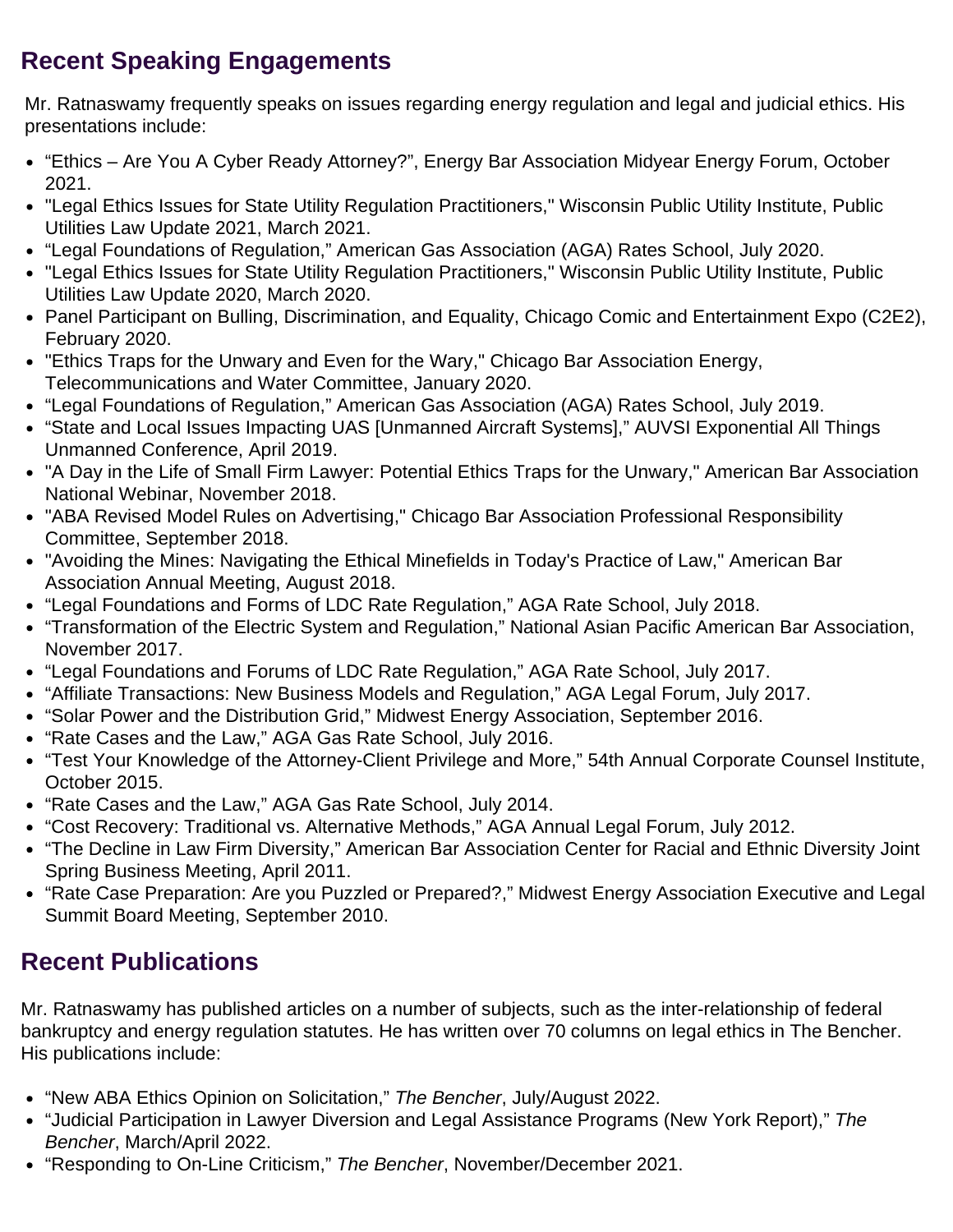## Recent Speaking Engagements

Mr. Ratnaswamy frequently speaks on issues regarding energy regulation and legal and judicial ethics. His presentations include:

- “Ethics – Are You A Cyber Ready Attorney?”, Energy Bar Association Midyear Energy Forum, October 2021.
- "Legal Ethics Issues for State Utility Regulation Practitioners," Wisconsin Public Utility Institute, Public Utilities Law Update 2021, March 2021.
- “Legal Foundations of Regulation,” American Gas Association (AGA) Rates School, July 2020.
- "Legal Ethics Issues for State Utility Regulation Practitioners," Wisconsin Public Utility Institute, Public Utilities Law Update 2020, March 2020.
- Panel Participant on Bulling, Discrimination, and Equality, Chicago Comic and Entertainment Expo (C2E2), February 2020.
- "Ethics Traps for the Unwary and Even for the Wary," Chicago Bar Association Energy, Telecommunications and Water Committee, January 2020.
- “Legal Foundations of Regulation,” American Gas Association (AGA) Rates School, July 2019.
- “State and Local Issues Impacting UAS [Unmanned Aircraft Systems],” AUVSI Exponential All Things Unmanned Conference, April 2019.
- "A Day in the Life of Small Firm Lawyer: Potential Ethics Traps for the Unwary," American Bar Association National Webinar, November 2018.
- "ABA Revised Model Rules on Advertising," Chicago Bar Association Professional Responsibility Committee, September 2018.
- "Avoiding the Mines: Navigating the Ethical Minefields in Today's Practice of Law," American Bar Association Annual Meeting, August 2018.
- “Legal Foundations and Forms of LDC Rate Regulation,” AGA Rate School, July 2018.
- “Transformation of the Electric System and Regulation,” National Asian Pacific American Bar Association, November 2017.
- “Legal Foundations and Forums of LDC Rate Regulation,” AGA Rate School, July 2017.
- “Affiliate Transactions: New Business Models and Regulation,” AGA Legal Forum, July 2017.
- “Solar Power and the Distribution Grid,” Midwest Energy Association, September 2016.
- “Rate Cases and the Law,” AGA Gas Rate School, July 2016.
- “Test Your Knowledge of the Attorney-Client Privilege and More,” 54th Annual Corporate Counsel Institute, October 2015.
- “Rate Cases and the Law,” AGA Gas Rate School, July 2014.
- “Cost Recovery: Traditional vs. Alternative Methods,” AGA Annual Legal Forum, July 2012.
- “The Decline in Law Firm Diversity,” American Bar Association Center for Racial and Ethnic Diversity Joint Spring Business Meeting, April 2011.
- “Rate Case Preparation: Are you Puzzled or Prepared?,” Midwest Energy Association Executive and Legal Summit Board Meeting, September 2010.

## Recent Publications

Mr. Ratnaswamy has published articles on a number of subjects, such as the inter-relationship of federal bankruptcy and energy regulation statutes. He has written over 70 columns on legal ethics in The Bencher. His publications include:

- “New ABA Ethics Opinion on Solicitation,” *The Bencher*, July/August 2022.
- “Judicial Participation in Lawyer Diversion and Legal Assistance Programs (New York Report),” *The Bencher*, March/April 2022.
- “Responding to On-Line Criticism,” *The Bencher*, November/December 2021.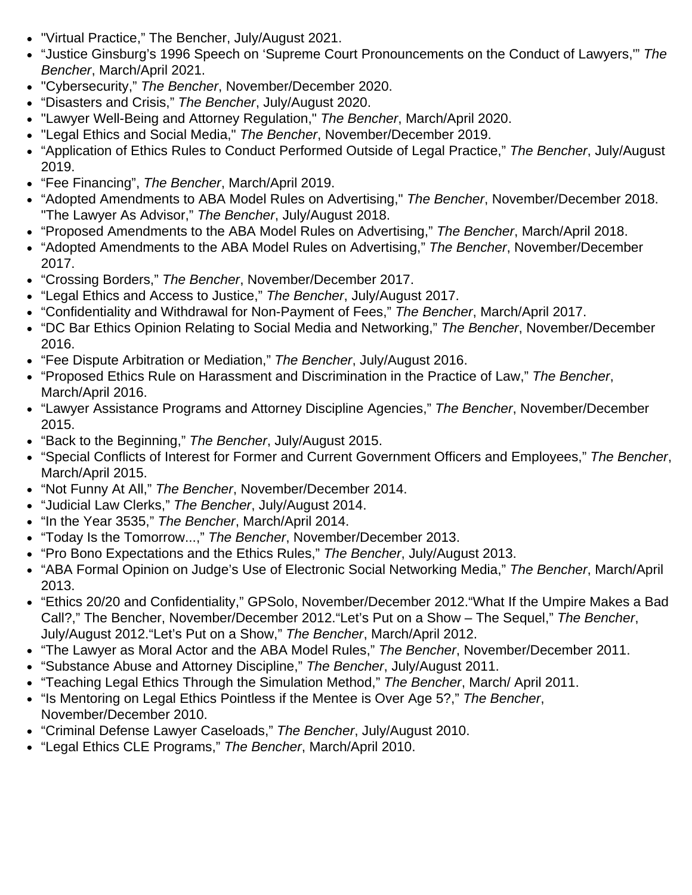- "Virtual Practice," The Bencher, July/August 2021.
- "Justice Ginsburg's 1996 Speech on 'Supreme Court Pronouncements on the Conduct of Lawyers,'" *The Bencher*, March/April 2021.
- "Cybersecurity," *The Bencher*, November/December 2020.
- "Disasters and Crisis," *The Bencher*, July/August 2020.
- "Lawyer Well-Being and Attorney Regulation," *The Bencher*, March/April 2020.
- "Legal Ethics and Social Media," *The Bencher*, November/December 2019.
- "Application of Ethics Rules to Conduct Performed Outside of Legal Practice," *The Bencher*, July/August 2019.
- "Fee Financing", *The Bencher*, March/April 2019.
- "Adopted Amendments to ABA Model Rules on Advertising," *The Bencher*, November/December 2018. "The Lawyer As Advisor," *The Bencher*, July/August 2018.
- "Proposed Amendments to the ABA Model Rules on Advertising," *The Bencher*, March/April 2018.
- "Adopted Amendments to the ABA Model Rules on Advertising," *The Bencher*, November/December 2017.
- "Crossing Borders," *The Bencher*, November/December 2017.
- "Legal Ethics and Access to Justice," *The Bencher*, July/August 2017.
- "Confidentiality and Withdrawal for Non-Payment of Fees," *The Bencher*, March/April 2017.
- "DC Bar Ethics Opinion Relating to Social Media and Networking," *The Bencher*, November/December 2016.
- "Fee Dispute Arbitration or Mediation," *The Bencher*, July/August 2016.
- "Proposed Ethics Rule on Harassment and Discrimination in the Practice of Law," *The Bencher*, March/April 2016.
- "Lawyer Assistance Programs and Attorney Discipline Agencies," *The Bencher*, November/December 2015.
- "Back to the Beginning," *The Bencher*, July/August 2015.
- "Special Conflicts of Interest for Former and Current Government Officers and Employees," *The Bencher*, March/April 2015.
- "Not Funny At All," *The Bencher*, November/December 2014.
- "Judicial Law Clerks," *The Bencher*, July/August 2014.
- "In the Year 3535," *The Bencher*, March/April 2014.
- "Today Is the Tomorrow...," *The Bencher*, November/December 2013.
- "Pro Bono Expectations and the Ethics Rules," *The Bencher*, July/August 2013.
- "ABA Formal Opinion on Judge's Use of Electronic Social Networking Media," *The Bencher*, March/April 2013.
- "Ethics 20/20 and Confidentiality," GPSolo, November/December 2012."What If the Umpire Makes a Bad Call?," The Bencher, November/December 2012."Let's Put on a Show – The Sequel," *The Bencher*, July/August 2012."Let's Put on a Show," *The Bencher*, March/April 2012.
- "The Lawyer as Moral Actor and the ABA Model Rules," *The Bencher*, November/December 2011.
- "Substance Abuse and Attorney Discipline," *The Bencher*, July/August 2011.
- "Teaching Legal Ethics Through the Simulation Method," *The Bencher*, March/ April 2011.
- "Is Mentoring on Legal Ethics Pointless if the Mentee is Over Age 5?," *The Bencher*, November/December 2010.
- "Criminal Defense Lawyer Caseloads," *The Bencher*, July/August 2010.
- "Legal Ethics CLE Programs," *The Bencher*, March/April 2010.